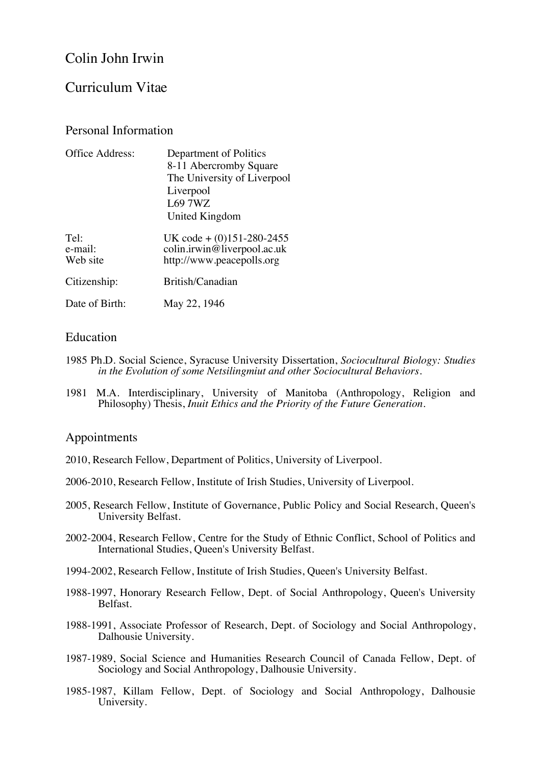# Colin John Irwin

# Curriculum Vitae

## Personal Information

| | |
|---|---|
| Office Address: | Department of Politics<br>8-11 Abercromby Square<br>The University of Liverpool<br>Liverpool<br>L69 7WZ<br>United Kingdom |
| Tel: | UK code + (0)151-280-2455 |
| e-mail: | colin.irwin@liverpool.ac.uk |
| Web site | http://www.peacepolls.org |
| Citizenship: | British/Canadian |
| Date of Birth: | May 22, 1946 |

## Education

1985 Ph.D. Social Science, Syracuse University Dissertation, *Sociocultural Biology: Studies in the Evolution of some Netsilingmiut and other Sociocultural Behaviors*.

1981 M.A. Interdisciplinary, University of Manitoba (Anthropology, Religion and Philosophy) Thesis, *Inuit Ethics and the Priority of the Future Generation*.

## Appointments

2010, Research Fellow, Department of Politics, University of Liverpool.

2006-2010, Research Fellow, Institute of Irish Studies, University of Liverpool.

2005, Research Fellow, Institute of Governance, Public Policy and Social Research, Queen's University Belfast.

2002-2004, Research Fellow, Centre for the Study of Ethnic Conflict, School of Politics and International Studies, Queen's University Belfast.

1994-2002, Research Fellow, Institute of Irish Studies, Queen's University Belfast.

1988-1997, Honorary Research Fellow, Dept. of Social Anthropology, Queen's University Belfast.

1988-1991, Associate Professor of Research, Dept. of Sociology and Social Anthropology, Dalhousie University.

1987-1989, Social Science and Humanities Research Council of Canada Fellow, Dept. of Sociology and Social Anthropology, Dalhousie University.

1985-1987, Killam Fellow, Dept. of Sociology and Social Anthropology, Dalhousie University.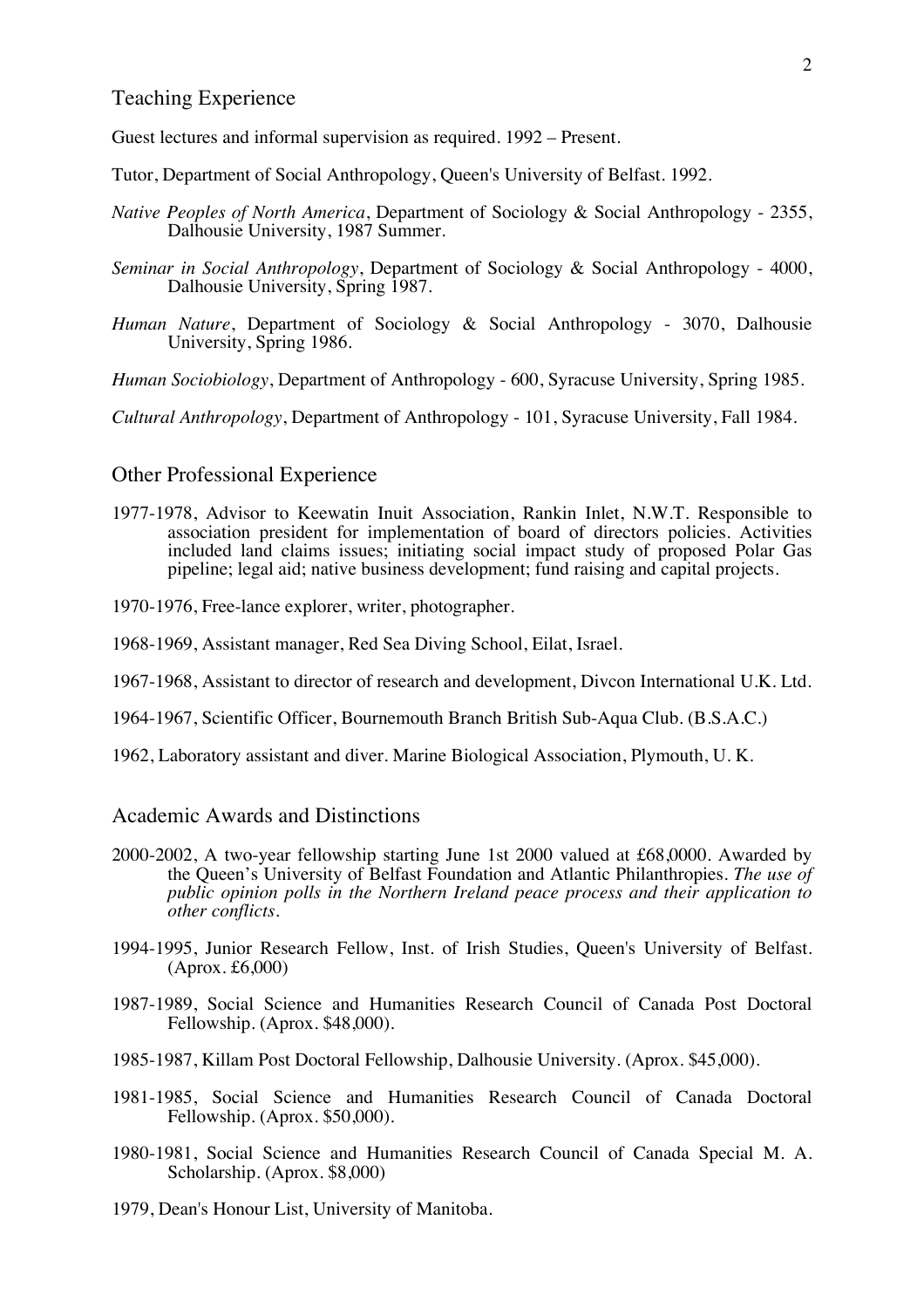## Teaching Experience

Guest lectures and informal supervision as required. 1992 – Present.

Tutor, Department of Social Anthropology, Queen's University of Belfast. 1992.

*Native Peoples of North America*, Department of Sociology & Social Anthropology - 2355, Dalhousie University, 1987 Summer.

*Seminar in Social Anthropology*, Department of Sociology & Social Anthropology - 4000, Dalhousie University, Spring 1987.

*Human Nature*, Department of Sociology & Social Anthropology - 3070, Dalhousie University, Spring 1986.

*Human Sociobiology*, Department of Anthropology - 600, Syracuse University, Spring 1985.

*Cultural Anthropology*, Department of Anthropology - 101, Syracuse University, Fall 1984.

## Other Professional Experience

1977-1978, Advisor to Keewatin Inuit Association, Rankin Inlet, N.W.T. Responsible to association president for implementation of board of directors policies. Activities included land claims issues; initiating social impact study of proposed Polar Gas pipeline; legal aid; native business development; fund raising and capital projects.

1970-1976, Free-lance explorer, writer, photographer.

1968-1969, Assistant manager, Red Sea Diving School, Eilat, Israel.

1967-1968, Assistant to director of research and development, Divcon International U.K. Ltd.

1964-1967, Scientific Officer, Bournemouth Branch British Sub-Aqua Club. (B.S.A.C.)

1962, Laboratory assistant and diver. Marine Biological Association, Plymouth, U. K.

## Academic Awards and Distinctions

2000-2002, A two-year fellowship starting June 1st 2000 valued at £68,0000. Awarded by the Queen's University of Belfast Foundation and Atlantic Philanthropies. *The use of public opinion polls in the Northern Ireland peace process and their application to other conflicts*.

1994-1995, Junior Research Fellow, Inst. of Irish Studies, Queen's University of Belfast. (Aprox. £6,000)

1987-1989, Social Science and Humanities Research Council of Canada Post Doctoral Fellowship. (Aprox. $48,000).

1985-1987, Killam Post Doctoral Fellowship, Dalhousie University. (Aprox. $45,000).

1981-1985, Social Science and Humanities Research Council of Canada Doctoral Fellowship. (Aprox. $50,000).

1980-1981, Social Science and Humanities Research Council of Canada Special M. A. Scholarship. (Aprox. $8,000)

1979, Dean's Honour List, University of Manitoba.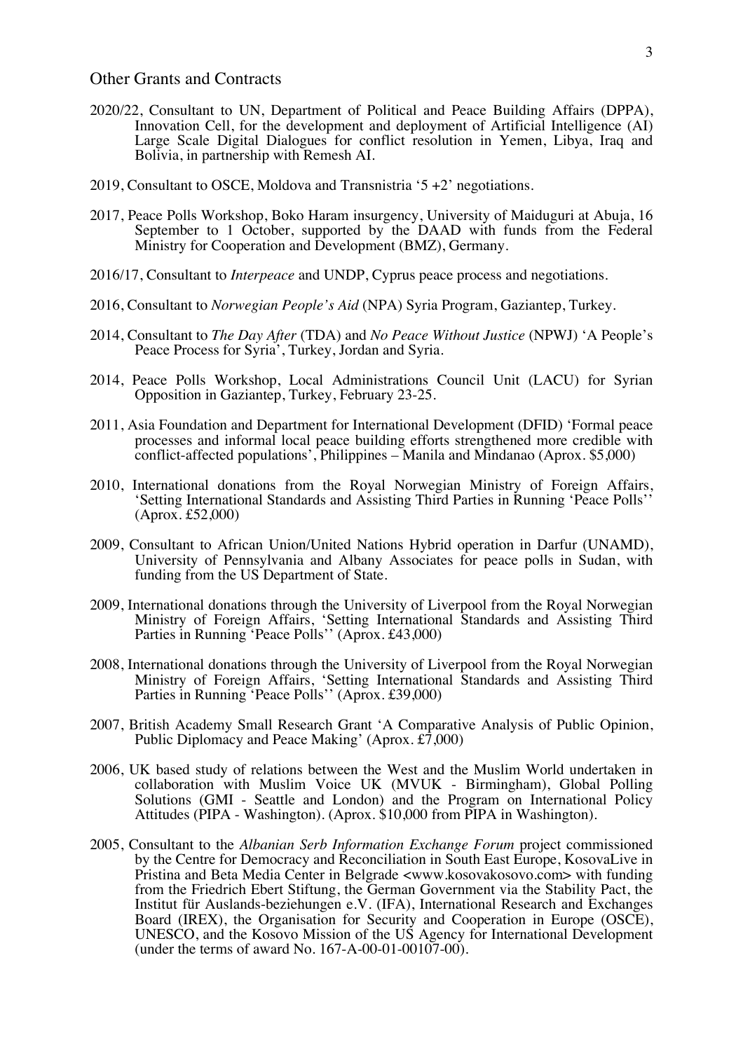## Other Grants and Contracts

2020/22, Consultant to UN, Department of Political and Peace Building Affairs (DPPA), Innovation Cell, for the development and deployment of Artificial Intelligence (AI) Large Scale Digital Dialogues for conflict resolution in Yemen, Libya, Iraq and Bolivia, in partnership with Remesh AI.

2019, Consultant to OSCE, Moldova and Transnistria '5 +2' negotiations.

2017, Peace Polls Workshop, Boko Haram insurgency, University of Maiduguri at Abuja, 16 September to 1 October, supported by the DAAD with funds from the Federal Ministry for Cooperation and Development (BMZ), Germany.

2016/17, Consultant to *Interpeace* and UNDP, Cyprus peace process and negotiations.

2016, Consultant to *Norwegian People's Aid* (NPA) Syria Program, Gaziantep, Turkey.

2014, Consultant to *The Day After* (TDA) and *No Peace Without Justice* (NPWJ) 'A People's Peace Process for Syria', Turkey, Jordan and Syria.

2014, Peace Polls Workshop, Local Administrations Council Unit (LACU) for Syrian Opposition in Gaziantep, Turkey, February 23-25.

2011, Asia Foundation and Department for International Development (DFID) 'Formal peace processes and informal local peace building efforts strengthened more credible with conflict-affected populations', Philippines – Manila and Mindanao (Aprox. $5,000)

2010, International donations from the Royal Norwegian Ministry of Foreign Affairs, 'Setting International Standards and Assisting Third Parties in Running 'Peace Polls'' (Aprox. £52,000)

2009, Consultant to African Union/United Nations Hybrid operation in Darfur (UNAMD), University of Pennsylvania and Albany Associates for peace polls in Sudan, with funding from the US Department of State.

2009, International donations through the University of Liverpool from the Royal Norwegian Ministry of Foreign Affairs, 'Setting International Standards and Assisting Third Parties in Running 'Peace Polls'' (Aprox. £43,000)

2008, International donations through the University of Liverpool from the Royal Norwegian Ministry of Foreign Affairs, 'Setting International Standards and Assisting Third Parties in Running 'Peace Polls'' (Aprox. £39,000)

2007, British Academy Small Research Grant 'A Comparative Analysis of Public Opinion, Public Diplomacy and Peace Making' (Aprox. £7,000)

2006, UK based study of relations between the West and the Muslim World undertaken in collaboration with Muslim Voice UK (MVUK - Birmingham), Global Polling Solutions (GMI - Seattle and London) and the Program on International Policy Attitudes (PIPA - Washington). (Aprox. $10,000 from PIPA in Washington).

2005, Consultant to the *Albanian Serb Information Exchange Forum* project commissioned by the Centre for Democracy and Reconciliation in South East Europe, KosovaLive in Pristina and Beta Media Center in Belgrade <www.kosovakosovo.com> with funding from the Friedrich Ebert Stiftung, the German Government via the Stability Pact, the Institut für Auslands-beziehungen e.V. (IFA), International Research and Exchanges Board (IREX), the Organisation for Security and Cooperation in Europe (OSCE), UNESCO, and the Kosovo Mission of the US Agency for International Development (under the terms of award No. 167-A-00-01-00107-00).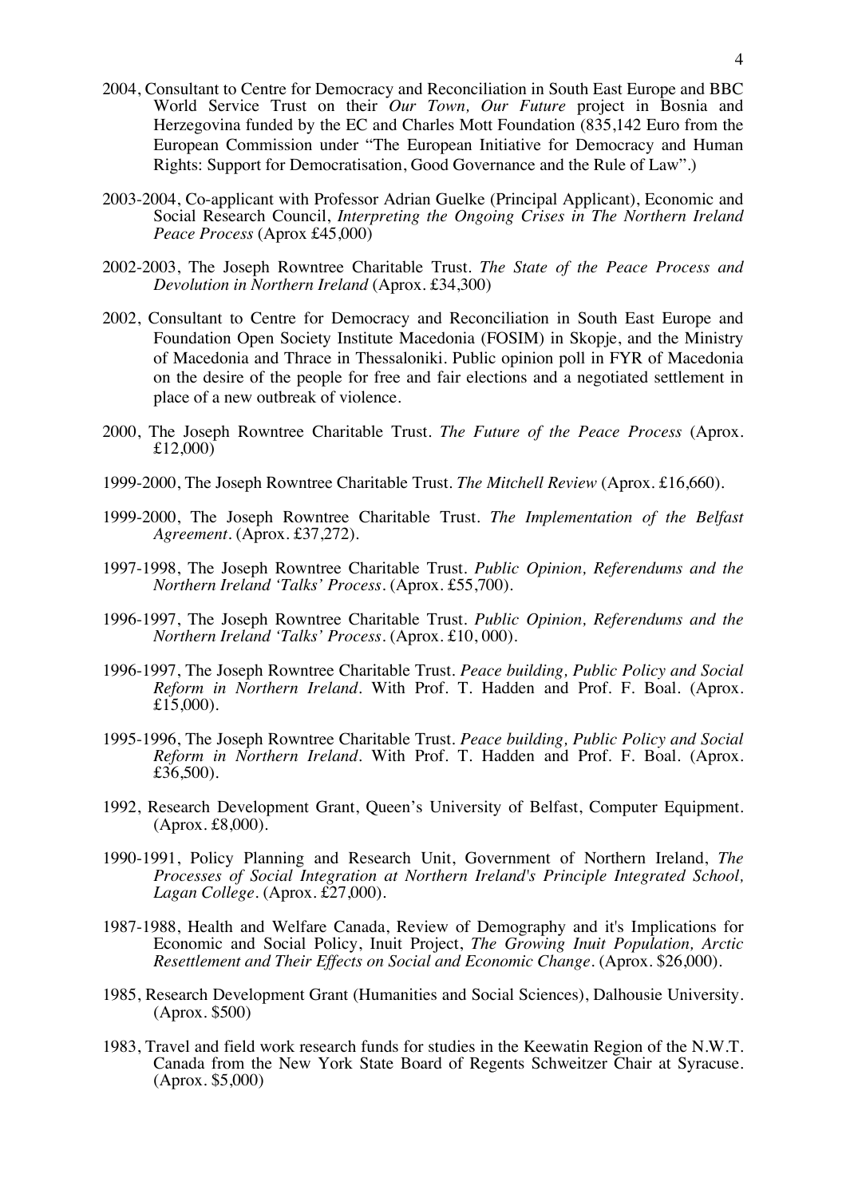2004, Consultant to Centre for Democracy and Reconciliation in South East Europe and BBC World Service Trust on their *Our Town, Our Future* project in Bosnia and Herzegovina funded by the EC and Charles Mott Foundation (835,142 Euro from the European Commission under "The European Initiative for Democracy and Human Rights: Support for Democratisation, Good Governance and the Rule of Law".)

2003-2004, Co-applicant with Professor Adrian Guelke (Principal Applicant), Economic and Social Research Council, *Interpreting the Ongoing Crises in The Northern Ireland Peace Process* (Aprox £45,000)

2002-2003, The Joseph Rowntree Charitable Trust. *The State of the Peace Process and Devolution in Northern Ireland* (Aprox. £34,300)

2002, Consultant to Centre for Democracy and Reconciliation in South East Europe and Foundation Open Society Institute Macedonia (FOSIM) in Skopje, and the Ministry of Macedonia and Thrace in Thessaloniki. Public opinion poll in FYR of Macedonia on the desire of the people for free and fair elections and a negotiated settlement in place of a new outbreak of violence.

2000, The Joseph Rowntree Charitable Trust. *The Future of the Peace Process* (Aprox. £12,000)

1999-2000, The Joseph Rowntree Charitable Trust. *The Mitchell Review* (Aprox. £16,660).

1999-2000, The Joseph Rowntree Charitable Trust. *The Implementation of the Belfast Agreement*. (Aprox. £37,272).

1997-1998, The Joseph Rowntree Charitable Trust. *Public Opinion, Referendums and the Northern Ireland 'Talks' Process*. (Aprox. £55,700).

1996-1997, The Joseph Rowntree Charitable Trust. *Public Opinion, Referendums and the Northern Ireland 'Talks' Process*. (Aprox. £10, 000).

1996-1997, The Joseph Rowntree Charitable Trust. *Peace building, Public Policy and Social Reform in Northern Ireland*. With Prof. T. Hadden and Prof. F. Boal. (Aprox. £15,000).

1995-1996, The Joseph Rowntree Charitable Trust. *Peace building, Public Policy and Social Reform in Northern Ireland*. With Prof. T. Hadden and Prof. F. Boal. (Aprox. £36,500).

1992, Research Development Grant, Queen's University of Belfast, Computer Equipment. (Aprox. £8,000).

1990-1991, Policy Planning and Research Unit, Government of Northern Ireland, *The Processes of Social Integration at Northern Ireland's Principle Integrated School, Lagan College*. (Aprox. £27,000).

1987-1988, Health and Welfare Canada, Review of Demography and it's Implications for Economic and Social Policy, Inuit Project, *The Growing Inuit Population, Arctic Resettlement and Their Effects on Social and Economic Change*. (Aprox. $26,000).

1985, Research Development Grant (Humanities and Social Sciences), Dalhousie University. (Aprox. $500)

1983, Travel and field work research funds for studies in the Keewatin Region of the N.W.T. Canada from the New York State Board of Regents Schweitzer Chair at Syracuse. (Aprox. $5,000)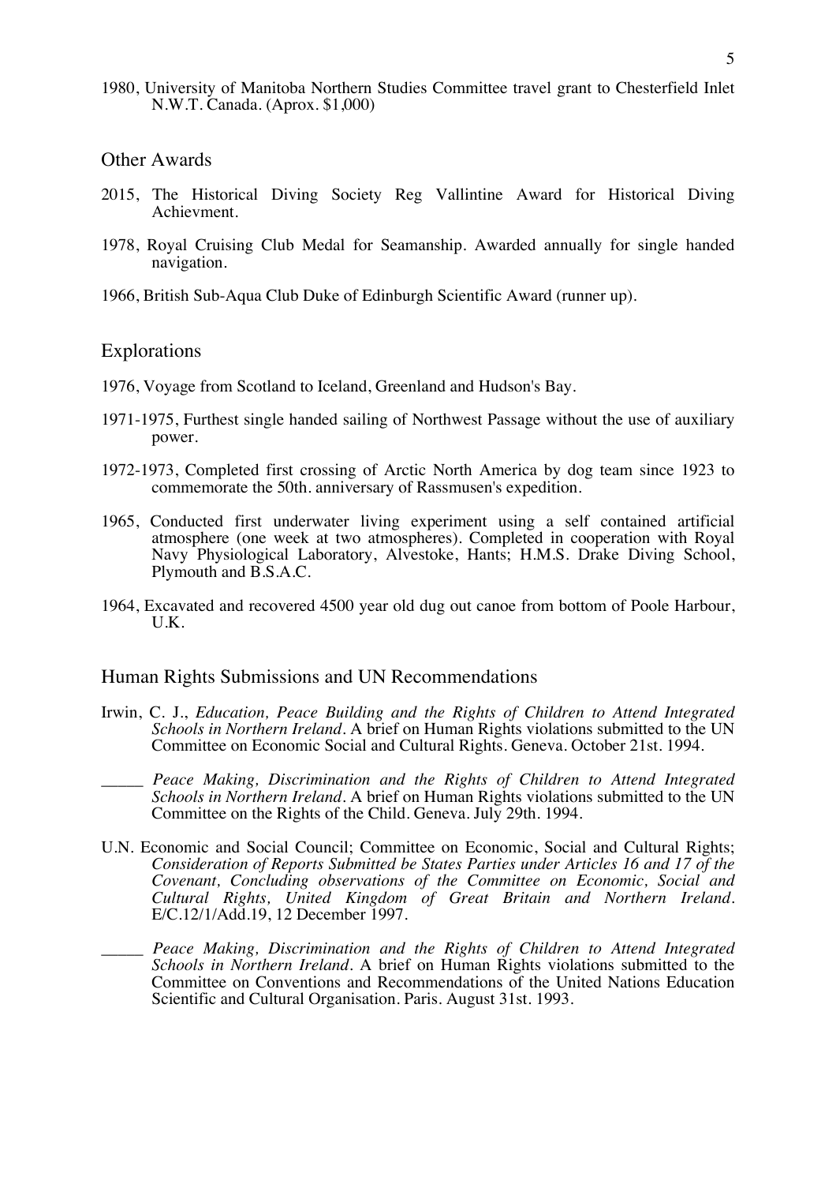1980, University of Manitoba Northern Studies Committee travel grant to Chesterfield Inlet N.W.T. Canada. (Aprox. $1,000)

## Other Awards

2015, The Historical Diving Society Reg Vallintine Award for Historical Diving Achievment.

1978, Royal Cruising Club Medal for Seamanship. Awarded annually for single handed navigation.

1966, British Sub-Aqua Club Duke of Edinburgh Scientific Award (runner up).

## Explorations

1976, Voyage from Scotland to Iceland, Greenland and Hudson's Bay.

1971-1975, Furthest single handed sailing of Northwest Passage without the use of auxiliary power.

1972-1973, Completed first crossing of Arctic North America by dog team since 1923 to commemorate the 50th. anniversary of Rassmusen's expedition.

1965, Conducted first underwater living experiment using a self contained artificial atmosphere (one week at two atmospheres). Completed in cooperation with Royal Navy Physiological Laboratory, Alvestoke, Hants; H.M.S. Drake Diving School, Plymouth and B.S.A.C.

1964, Excavated and recovered 4500 year old dug out canoe from bottom of Poole Harbour, U.K.

## Human Rights Submissions and UN Recommendations

Irwin, C. J., *Education, Peace Building and the Rights of Children to Attend Integrated Schools in Northern Ireland*. A brief on Human Rights violations submitted to the UN Committee on Economic Social and Cultural Rights. Geneva. October 21st. 1994.

_____ *Peace Making, Discrimination and the Rights of Children to Attend Integrated Schools in Northern Ireland*. A brief on Human Rights violations submitted to the UN Committee on the Rights of the Child. Geneva. July 29th. 1994.

U.N. Economic and Social Council; Committee on Economic, Social and Cultural Rights; *Consideration of Reports Submitted be States Parties under Articles 16 and 17 of the Covenant, Concluding observations of the Committee on Economic, Social and Cultural Rights, United Kingdom of Great Britain and Northern Ireland*. E/C.12/1/Add.19, 12 December 1997.

_____ *Peace Making, Discrimination and the Rights of Children to Attend Integrated Schools in Northern Ireland*. A brief on Human Rights violations submitted to the Committee on Conventions and Recommendations of the United Nations Education Scientific and Cultural Organisation. Paris. August 31st. 1993.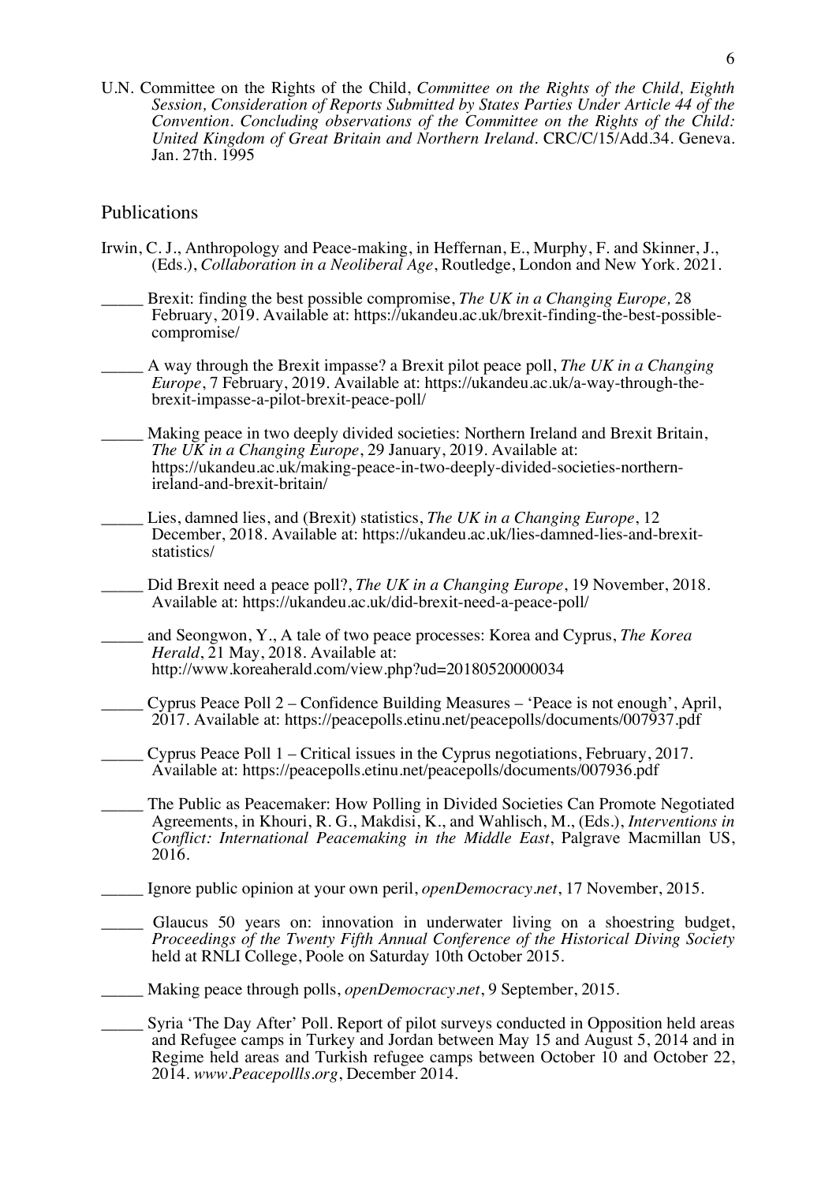U.N. Committee on the Rights of the Child, *Committee on the Rights of the Child, Eighth Session, Consideration of Reports Submitted by States Parties Under Article 44 of the Convention. Concluding observations of the Committee on the Rights of the Child: United Kingdom of Great Britain and Northern Ireland*. CRC/C/15/Add.34. Geneva. Jan. 27th. 1995

## Publications

Irwin, C. J., Anthropology and Peace-making, in Heffernan, E., Murphy, F. and Skinner, J., (Eds.), *Collaboration in a Neoliberal Age*, Routledge, London and New York. 2021.

_____ Brexit: finding the best possible compromise, *The UK in a Changing Europe,* 28 February, 2019. Available at: https://ukandeu.ac.uk/brexit-finding-the-best-possible-compromise/

_____ A way through the Brexit impasse? a Brexit pilot peace poll, *The UK in a Changing Europe*, 7 February, 2019. Available at: https://ukandeu.ac.uk/a-way-through-the-brexit-impasse-a-pilot-brexit-peace-poll/

_____ Making peace in two deeply divided societies: Northern Ireland and Brexit Britain, *The UK in a Changing Europe*, 29 January, 2019. Available at: https://ukandeu.ac.uk/making-peace-in-two-deeply-divided-societies-northern-ireland-and-brexit-britain/

_____ Lies, damned lies, and (Brexit) statistics, *The UK in a Changing Europe*, 12 December, 2018. Available at: https://ukandeu.ac.uk/lies-damned-lies-and-brexit-statistics/

_____ Did Brexit need a peace poll?, *The UK in a Changing Europe*, 19 November, 2018. Available at: https://ukandeu.ac.uk/did-brexit-need-a-peace-poll/

_____ and Seongwon, Y., A tale of two peace processes: Korea and Cyprus, *The Korea Herald*, 21 May, 2018. Available at: http://www.koreaherald.com/view.php?ud=20180520000034

_____ Cyprus Peace Poll 2 – Confidence Building Measures – 'Peace is not enough', April, 2017. Available at: https://peacepolls.etinu.net/peacepolls/documents/007937.pdf

_____ Cyprus Peace Poll 1 – Critical issues in the Cyprus negotiations, February, 2017. Available at: https://peacepolls.etinu.net/peacepolls/documents/007936.pdf

_____ The Public as Peacemaker: How Polling in Divided Societies Can Promote Negotiated Agreements, in Khouri, R. G., Makdisi, K., and Wahlisch, M., (Eds.), *Interventions in Conflict: International Peacemaking in the Middle East*, Palgrave Macmillan US, 2016.

_____ Ignore public opinion at your own peril, *openDemocracy.net*, 17 November, 2015.

_____ Glaucus 50 years on: innovation in underwater living on a shoestring budget, *Proceedings of the Twenty Fifth Annual Conference of the Historical Diving Society* held at RNLI College, Poole on Saturday 10th October 2015.

_____ Making peace through polls, *openDemocracy.net*, 9 September, 2015.

_____ Syria 'The Day After' Poll. Report of pilot surveys conducted in Opposition held areas and Refugee camps in Turkey and Jordan between May 15 and August 5, 2014 and in Regime held areas and Turkish refugee camps between October 10 and October 22, 2014. *www.Peacepollls.org*, December 2014.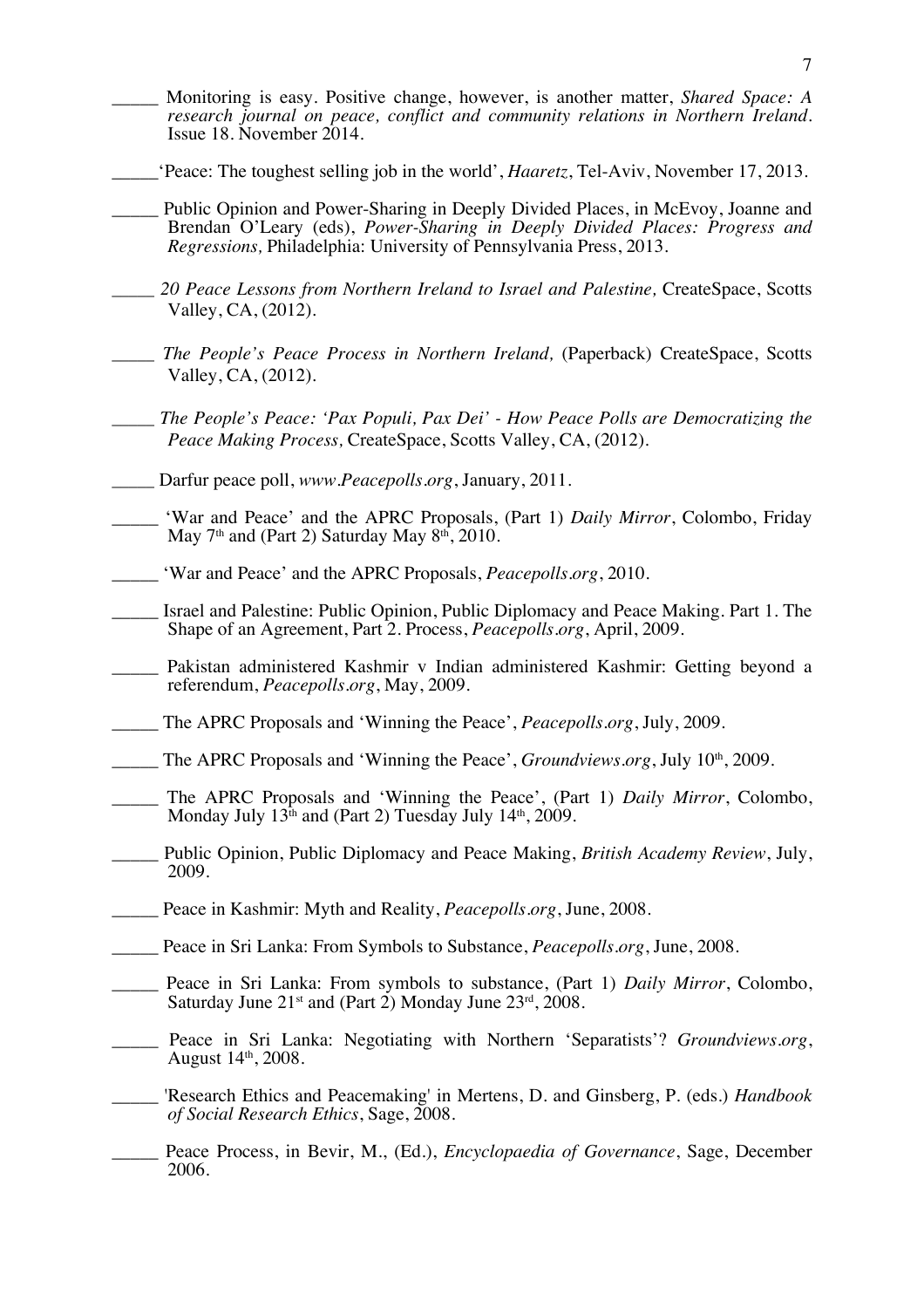_____ Monitoring is easy. Positive change, however, is another matter, *Shared Space: A research journal on peace, conflict and community relations in Northern Ireland*. Issue 18. November 2014.

_____ 'Peace: The toughest selling job in the world', *Haaretz*, Tel-Aviv, November 17, 2013.

_____ Public Opinion and Power-Sharing in Deeply Divided Places, in McEvoy, Joanne and Brendan O'Leary (eds), *Power-Sharing in Deeply Divided Places: Progress and Regressions,* Philadelphia: University of Pennsylvania Press, 2013.

_____ *20 Peace Lessons from Northern Ireland to Israel and Palestine,* CreateSpace, Scotts Valley, CA, (2012).

_____ *The People's Peace Process in Northern Ireland,* (Paperback) CreateSpace, Scotts Valley, CA, (2012).

_____ *The People's Peace: 'Pax Populi, Pax Dei' - How Peace Polls are Democratizing the Peace Making Process,* CreateSpace, Scotts Valley, CA, (2012).

_____ Darfur peace poll, *www.Peacepolls.org*, January, 2011.

_____ 'War and Peace' and the APRC Proposals, (Part 1) *Daily Mirror*, Colombo, Friday May 7th and (Part 2) Saturday May 8th, 2010.

_____ 'War and Peace' and the APRC Proposals, *Peacepolls.org*, 2010.

_____ Israel and Palestine: Public Opinion, Public Diplomacy and Peace Making. Part 1. The Shape of an Agreement, Part 2. Process, *Peacepolls.org*, April, 2009.

_____ Pakistan administered Kashmir v Indian administered Kashmir: Getting beyond a referendum, *Peacepolls.org*, May, 2009.

_____ The APRC Proposals and 'Winning the Peace', *Peacepolls.org*, July, 2009.

_____ The APRC Proposals and 'Winning the Peace', *Groundviews.org*, July 10th, 2009.

_____ The APRC Proposals and 'Winning the Peace', (Part 1) *Daily Mirror*, Colombo, Monday July 13th and (Part 2) Tuesday July 14th, 2009.

_____ Public Opinion, Public Diplomacy and Peace Making, *British Academy Review*, July, 2009.

_____ Peace in Kashmir: Myth and Reality, *Peacepolls.org*, June, 2008.

_____ Peace in Sri Lanka: From Symbols to Substance, *Peacepolls.org*, June, 2008.

_____ Peace in Sri Lanka: From symbols to substance, (Part 1) *Daily Mirror*, Colombo, Saturday June 21st and (Part 2) Monday June 23rd, 2008.

_____ Peace in Sri Lanka: Negotiating with Northern 'Separatists'? *Groundviews.org*, August 14th, 2008.

_____ 'Research Ethics and Peacemaking' in Mertens, D. and Ginsberg, P. (eds.) *Handbook of Social Research Ethics*, Sage, 2008.

_____ Peace Process, in Bevir, M., (Ed.), *Encyclopaedia of Governance*, Sage, December 2006.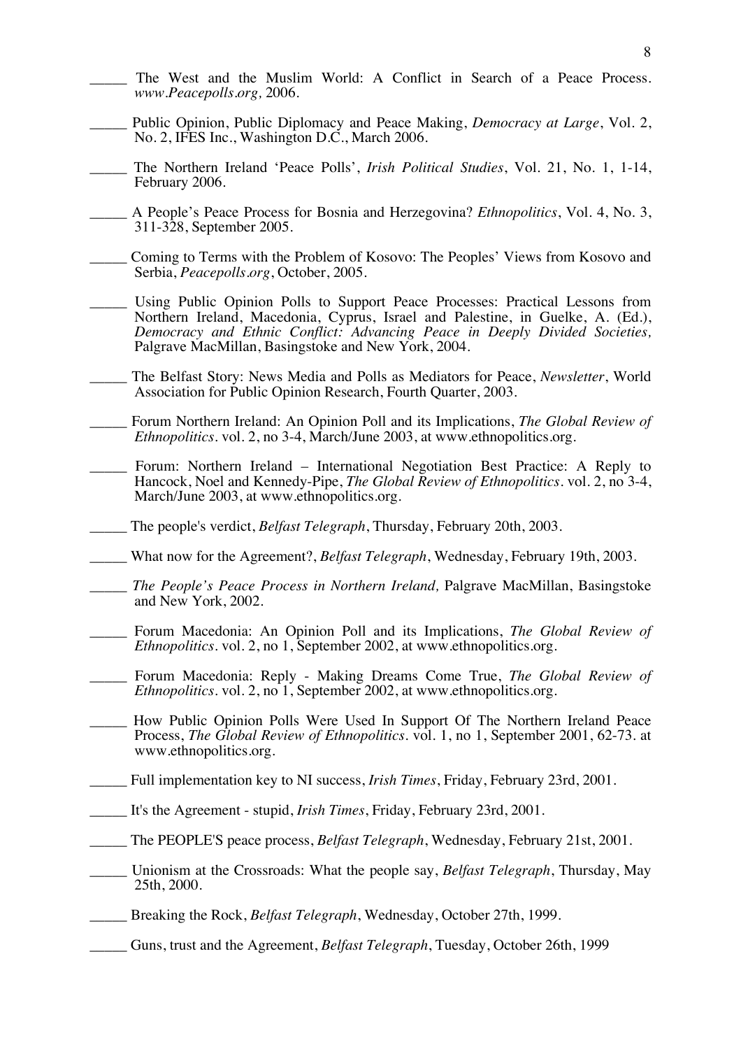_____ The West and the Muslim World: A Conflict in Search of a Peace Process. *www.Peacepolls.org,* 2006.

_____ Public Opinion, Public Diplomacy and Peace Making, *Democracy at Large*, Vol. 2, No. 2, IFES Inc., Washington D.C., March 2006.

_____ The Northern Ireland 'Peace Polls', *Irish Political Studies*, Vol. 21, No. 1, 1-14, February 2006.

_____ A People's Peace Process for Bosnia and Herzegovina? *Ethnopolitics*, Vol. 4, No. 3, 311-328, September 2005.

_____ Coming to Terms with the Problem of Kosovo: The Peoples' Views from Kosovo and Serbia, *Peacepolls.org*, October, 2005.

_____ Using Public Opinion Polls to Support Peace Processes: Practical Lessons from Northern Ireland, Macedonia, Cyprus, Israel and Palestine, in Guelke, A. (Ed.), *Democracy and Ethnic Conflict: Advancing Peace in Deeply Divided Societies,* Palgrave MacMillan, Basingstoke and New York, 2004.

_____ The Belfast Story: News Media and Polls as Mediators for Peace, *Newsletter*, World Association for Public Opinion Research, Fourth Quarter, 2003.

_____ Forum Northern Ireland: An Opinion Poll and its Implications, *The Global Review of Ethnopolitics*. vol. 2, no 3-4, March/June 2003, at www.ethnopolitics.org.

_____ Forum: Northern Ireland – International Negotiation Best Practice: A Reply to Hancock, Noel and Kennedy-Pipe, *The Global Review of Ethnopolitics*. vol. 2, no 3-4, March/June 2003, at www.ethnopolitics.org.

_____ The people's verdict, *Belfast Telegraph*, Thursday, February 20th, 2003.

_____ What now for the Agreement?, *Belfast Telegraph*, Wednesday, February 19th, 2003.

_____ *The People's Peace Process in Northern Ireland,* Palgrave MacMillan, Basingstoke and New York, 2002.

_____ Forum Macedonia: An Opinion Poll and its Implications, *The Global Review of Ethnopolitics*. vol. 2, no 1, September 2002, at www.ethnopolitics.org.

_____ Forum Macedonia: Reply - Making Dreams Come True, *The Global Review of Ethnopolitics*. vol. 2, no 1, September 2002, at www.ethnopolitics.org.

_____ How Public Opinion Polls Were Used In Support Of The Northern Ireland Peace Process, *The Global Review of Ethnopolitics*. vol. 1, no 1, September 2001, 62-73. at www.ethnopolitics.org.

_____ Full implementation key to NI success, *Irish Times*, Friday, February 23rd, 2001.

_____ It's the Agreement - stupid, *Irish Times*, Friday, February 23rd, 2001.

_____ The PEOPLE'S peace process, *Belfast Telegraph*, Wednesday, February 21st, 2001.

_____ Unionism at the Crossroads: What the people say, *Belfast Telegraph*, Thursday, May 25th, 2000.

_____ Breaking the Rock, *Belfast Telegraph*, Wednesday, October 27th, 1999.

_____ Guns, trust and the Agreement, *Belfast Telegraph*, Tuesday, October 26th, 1999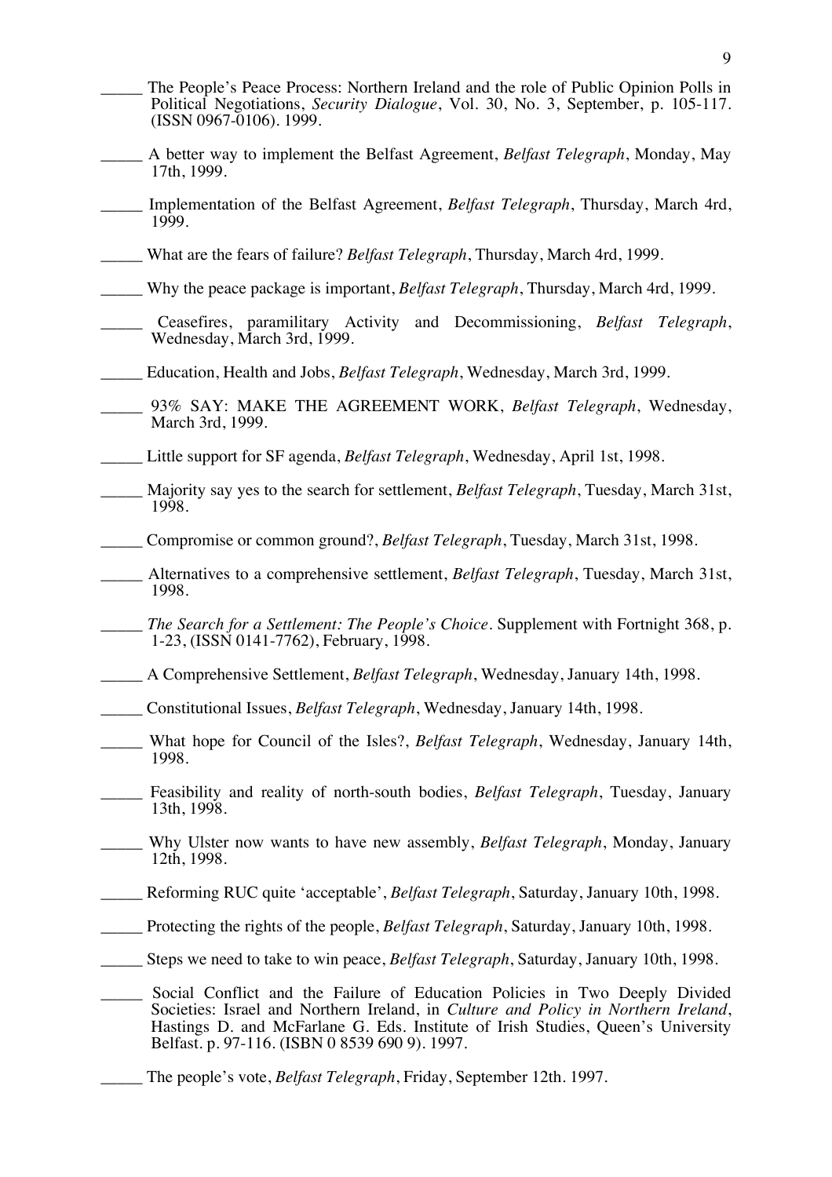_____ The People's Peace Process: Northern Ireland and the role of Public Opinion Polls in Political Negotiations, *Security Dialogue*, Vol. 30, No. 3, September, p. 105-117. (ISSN 0967-0106). 1999.

_____ A better way to implement the Belfast Agreement, *Belfast Telegraph*, Monday, May 17th, 1999.

_____ Implementation of the Belfast Agreement, *Belfast Telegraph*, Thursday, March 4rd, 1999.

_____ What are the fears of failure? *Belfast Telegraph*, Thursday, March 4rd, 1999.

_____ Why the peace package is important, *Belfast Telegraph*, Thursday, March 4rd, 1999.

_____ Ceasefires, paramilitary Activity and Decommissioning, *Belfast Telegraph*, Wednesday, March 3rd, 1999.

_____ Education, Health and Jobs, *Belfast Telegraph*, Wednesday, March 3rd, 1999.

_____ 93% SAY: MAKE THE AGREEMENT WORK, *Belfast Telegraph*, Wednesday, March 3rd, 1999.

_____ Little support for SF agenda, *Belfast Telegraph*, Wednesday, April 1st, 1998.

_____ Majority say yes to the search for settlement, *Belfast Telegraph*, Tuesday, March 31st, 1998.

_____ Compromise or common ground?, *Belfast Telegraph*, Tuesday, March 31st, 1998.

_____ Alternatives to a comprehensive settlement, *Belfast Telegraph*, Tuesday, March 31st, 1998.

_____ *The Search for a Settlement: The People's Choice*. Supplement with Fortnight 368, p. 1-23, (ISSN 0141-7762), February, 1998.

_____ A Comprehensive Settlement, *Belfast Telegraph*, Wednesday, January 14th, 1998.

_____ Constitutional Issues, *Belfast Telegraph*, Wednesday, January 14th, 1998.

_____ What hope for Council of the Isles?, *Belfast Telegraph*, Wednesday, January 14th, 1998.

_____ Feasibility and reality of north-south bodies, *Belfast Telegraph*, Tuesday, January 13th, 1998.

_____ Why Ulster now wants to have new assembly, *Belfast Telegraph*, Monday, January 12th, 1998.

_____ Reforming RUC quite 'acceptable', *Belfast Telegraph*, Saturday, January 10th, 1998.

_____ Protecting the rights of the people, *Belfast Telegraph*, Saturday, January 10th, 1998.

_____ Steps we need to take to win peace, *Belfast Telegraph*, Saturday, January 10th, 1998.

_____ Social Conflict and the Failure of Education Policies in Two Deeply Divided Societies: Israel and Northern Ireland, in *Culture and Policy in Northern Ireland*, Hastings D. and McFarlane G. Eds. Institute of Irish Studies, Queen's University Belfast. p. 97-116. (ISBN 0 8539 690 9). 1997.

_____ The people's vote, *Belfast Telegraph*, Friday, September 12th. 1997.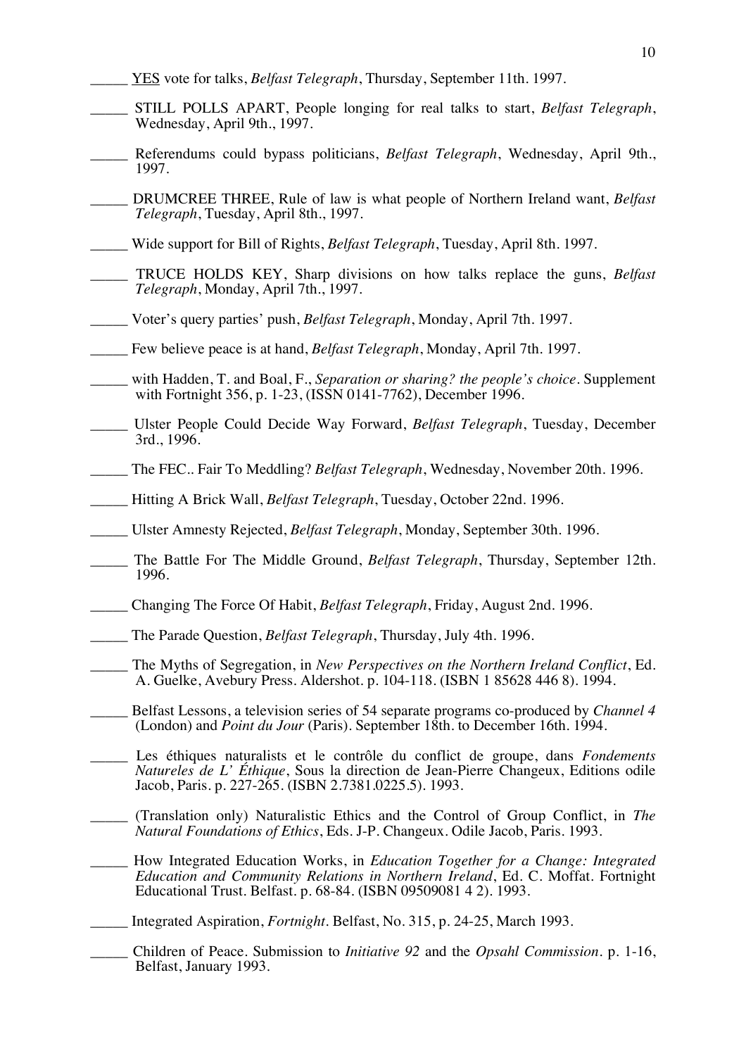_____ <u>YES</u> vote for talks, *Belfast Telegraph*, Thursday, September 11th. 1997.

_____ STILL POLLS APART, People longing for real talks to start, *Belfast Telegraph*, Wednesday, April 9th., 1997.

_____ Referendums could bypass politicians, *Belfast Telegraph*, Wednesday, April 9th., 1997.

_____ DRUMCREE THREE, Rule of law is what people of Northern Ireland want, *Belfast Telegraph*, Tuesday, April 8th., 1997.

_____ Wide support for Bill of Rights, *Belfast Telegraph*, Tuesday, April 8th. 1997.

_____ TRUCE HOLDS KEY, Sharp divisions on how talks replace the guns, *Belfast Telegraph*, Monday, April 7th., 1997.

_____ Voter's query parties' push, *Belfast Telegraph*, Monday, April 7th. 1997.

_____ Few believe peace is at hand, *Belfast Telegraph*, Monday, April 7th. 1997.

_____ with Hadden, T. and Boal, F., *Separation or sharing? the people's choice*. Supplement with Fortnight 356, p. 1-23, (ISSN 0141-7762), December 1996.

_____ Ulster People Could Decide Way Forward, *Belfast Telegraph*, Tuesday, December 3rd., 1996.

_____ The FEC.. Fair To Meddling? *Belfast Telegraph*, Wednesday, November 20th. 1996.

_____ Hitting A Brick Wall, *Belfast Telegraph*, Tuesday, October 22nd. 1996.

_____ Ulster Amnesty Rejected, *Belfast Telegraph*, Monday, September 30th. 1996.

_____ The Battle For The Middle Ground, *Belfast Telegraph*, Thursday, September 12th. 1996.

_____ Changing The Force Of Habit, *Belfast Telegraph*, Friday, August 2nd. 1996.

_____ The Parade Question, *Belfast Telegraph*, Thursday, July 4th. 1996.

_____ The Myths of Segregation, in *New Perspectives on the Northern Ireland Conflict*, Ed. A. Guelke, Avebury Press. Aldershot. p. 104-118. (ISBN 1 85628 446 8). 1994.

_____ Belfast Lessons, a television series of 54 separate programs co-produced by *Channel 4* (London) and *Point du Jour* (Paris). September 18th. to December 16th. 1994.

_____ Les éthiques naturalists et le contrôle du conflict de groupe, dans *Fondements Natureles de L' Éthique*, Sous la direction de Jean-Pierre Changeux, Editions odile Jacob, Paris. p. 227-265. (ISBN 2.7381.0225.5). 1993.

_____ (Translation only) Naturalistic Ethics and the Control of Group Conflict, in *The Natural Foundations of Ethics*, Eds. J-P. Changeux. Odile Jacob, Paris. 1993.

_____ How Integrated Education Works, in *Education Together for a Change: Integrated Education and Community Relations in Northern Ireland*, Ed. C. Moffat. Fortnight Educational Trust. Belfast. p. 68-84. (ISBN 09509081 4 2). 1993.

_____ Integrated Aspiration, *Fortnight*. Belfast, No. 315, p. 24-25, March 1993.

_____ Children of Peace. Submission to *Initiative 92* and the *Opsahl Commission*. p. 1-16, Belfast, January 1993.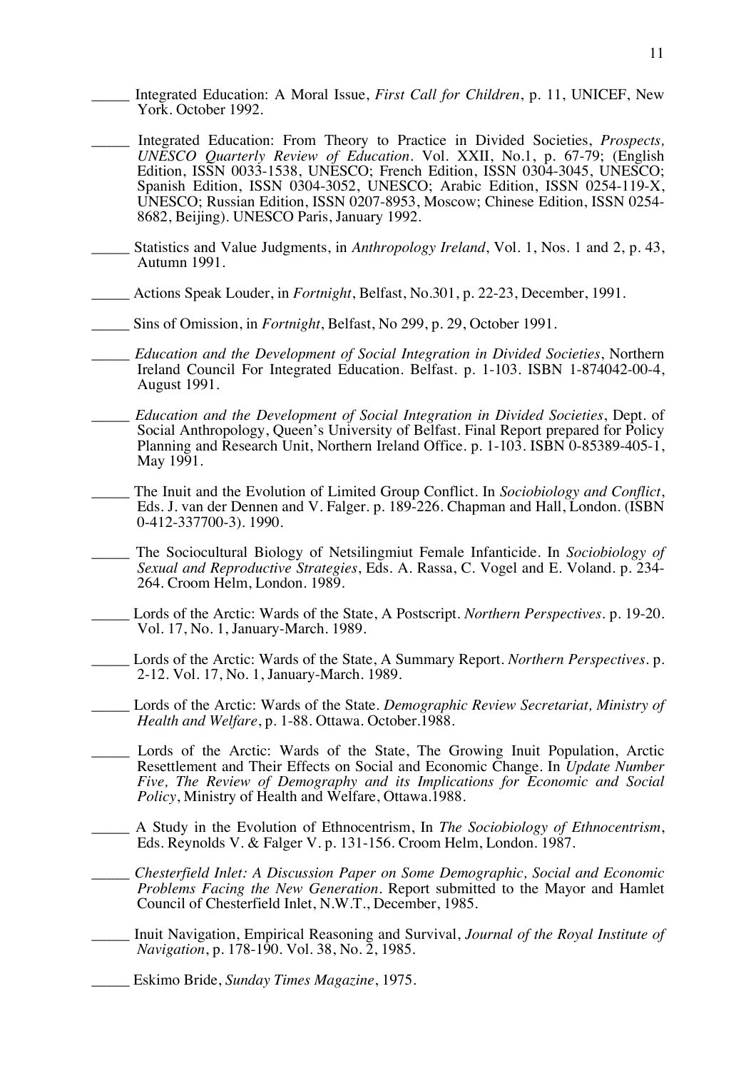_____ Integrated Education: A Moral Issue, *First Call for Children*, p. 11, UNICEF, New York. October 1992.

_____ Integrated Education: From Theory to Practice in Divided Societies, *Prospects, UNESCO Quarterly Review of Education*. Vol. XXII, No.1, p. 67-79; (English Edition, ISSN 0033-1538, UNESCO; French Edition, ISSN 0304-3045, UNESCO; Spanish Edition, ISSN 0304-3052, UNESCO; Arabic Edition, ISSN 0254-119-X, UNESCO; Russian Edition, ISSN 0207-8953, Moscow; Chinese Edition, ISSN 0254-8682, Beijing). UNESCO Paris, January 1992.

_____ Statistics and Value Judgments, in *Anthropology Ireland*, Vol. 1, Nos. 1 and 2, p. 43, Autumn 1991.

_____ Actions Speak Louder, in *Fortnight*, Belfast, No.301, p. 22-23, December, 1991.

_____ Sins of Omission, in *Fortnight*, Belfast, No 299, p. 29, October 1991.

_____ *Education and the Development of Social Integration in Divided Societies*, Northern Ireland Council For Integrated Education. Belfast. p. 1-103. ISBN 1-874042-00-4, August 1991.

_____ *Education and the Development of Social Integration in Divided Societies*, Dept. of Social Anthropology, Queen's University of Belfast. Final Report prepared for Policy Planning and Research Unit, Northern Ireland Office. p. 1-103. ISBN 0-85389-405-1, May 1991.

_____ The Inuit and the Evolution of Limited Group Conflict. In *Sociobiology and Conflict*, Eds. J. van der Dennen and V. Falger. p. 189-226. Chapman and Hall, London. (ISBN 0-412-337700-3). 1990.

_____ The Sociocultural Biology of Netsilingmiut Female Infanticide. In *Sociobiology of Sexual and Reproductive Strategies*, Eds. A. Rassa, C. Vogel and E. Voland. p. 234-264. Croom Helm, London. 1989.

_____ Lords of the Arctic: Wards of the State, A Postscript. *Northern Perspectives*. p. 19-20. Vol. 17, No. 1, January-March. 1989.

_____ Lords of the Arctic: Wards of the State, A Summary Report. *Northern Perspectives*. p. 2-12. Vol. 17, No. 1, January-March. 1989.

_____ Lords of the Arctic: Wards of the State. *Demographic Review Secretariat, Ministry of Health and Welfare*, p. 1-88. Ottawa. October.1988.

_____ Lords of the Arctic: Wards of the State, The Growing Inuit Population, Arctic Resettlement and Their Effects on Social and Economic Change. In *Update Number Five, The Review of Demography and its Implications for Economic and Social Policy*, Ministry of Health and Welfare, Ottawa.1988.

_____ A Study in the Evolution of Ethnocentrism, In *The Sociobiology of Ethnocentrism*, Eds. Reynolds V. & Falger V. p. 131-156. Croom Helm, London. 1987.

_____ *Chesterfield Inlet: A Discussion Paper on Some Demographic, Social and Economic Problems Facing the New Generation*. Report submitted to the Mayor and Hamlet Council of Chesterfield Inlet, N.W.T., December, 1985.

_____ Inuit Navigation, Empirical Reasoning and Survival, *Journal of the Royal Institute of Navigation*, p. 178-190. Vol. 38, No. 2, 1985.

_____ Eskimo Bride, *Sunday Times Magazine*, 1975.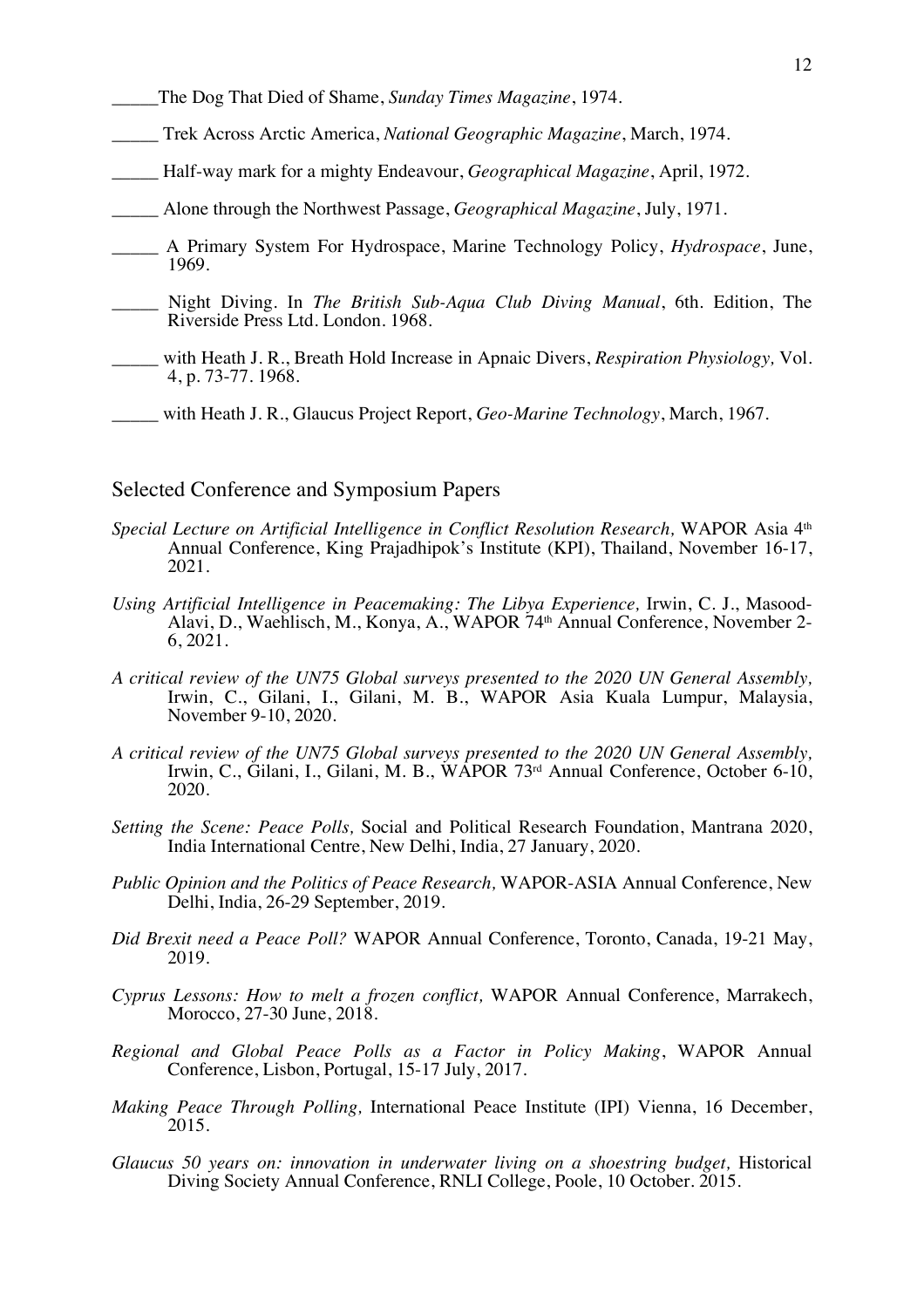_____The Dog That Died of Shame, *Sunday Times Magazine*, 1974.

_____ Trek Across Arctic America, *National Geographic Magazine*, March, 1974.

_____ Half-way mark for a mighty Endeavour, *Geographical Magazine*, April, 1972.

_____ Alone through the Northwest Passage, *Geographical Magazine*, July, 1971.

_____ A Primary System For Hydrospace, Marine Technology Policy, *Hydrospace*, June, 1969.

_____ Night Diving. In *The British Sub-Aqua Club Diving Manual*, 6th. Edition, The Riverside Press Ltd. London. 1968.

_____ with Heath J. R., Breath Hold Increase in Apnaic Divers, *Respiration Physiology,* Vol. 4, p. 73-77. 1968.

_____ with Heath J. R., Glaucus Project Report, *Geo-Marine Technology*, March, 1967.

## Selected Conference and Symposium Papers

*Special Lecture on Artificial Intelligence in Conflict Resolution Research,* WAPOR Asia 4th Annual Conference, King Prajadhipok's Institute (KPI), Thailand, November 16-17, 2021.

*Using Artificial Intelligence in Peacemaking: The Libya Experience,* Irwin, C. J., Masood-Alavi, D., Waehlisch, M., Konya, A., WAPOR 74th Annual Conference, November 2-6, 2021.

*A critical review of the UN75 Global surveys presented to the 2020 UN General Assembly,* Irwin, C., Gilani, I., Gilani, M. B., WAPOR Asia Kuala Lumpur, Malaysia, November 9-10, 2020.

*A critical review of the UN75 Global surveys presented to the 2020 UN General Assembly,* Irwin, C., Gilani, I., Gilani, M. B., WAPOR 73rd Annual Conference, October 6-10, 2020.

*Setting the Scene: Peace Polls,* Social and Political Research Foundation, Mantrana 2020, India International Centre, New Delhi, India, 27 January, 2020.

*Public Opinion and the Politics of Peace Research,* WAPOR-ASIA Annual Conference, New Delhi, India, 26-29 September, 2019.

*Did Brexit need a Peace Poll?* WAPOR Annual Conference, Toronto, Canada, 19-21 May, 2019.

*Cyprus Lessons: How to melt a frozen conflict,* WAPOR Annual Conference, Marrakech, Morocco, 27-30 June, 2018.

*Regional and Global Peace Polls as a Factor in Policy Making*, WAPOR Annual Conference, Lisbon, Portugal, 15-17 July, 2017.

*Making Peace Through Polling,* International Peace Institute (IPI) Vienna, 16 December, 2015.

*Glaucus 50 years on: innovation in underwater living on a shoestring budget,* Historical Diving Society Annual Conference, RNLI College, Poole, 10 October. 2015.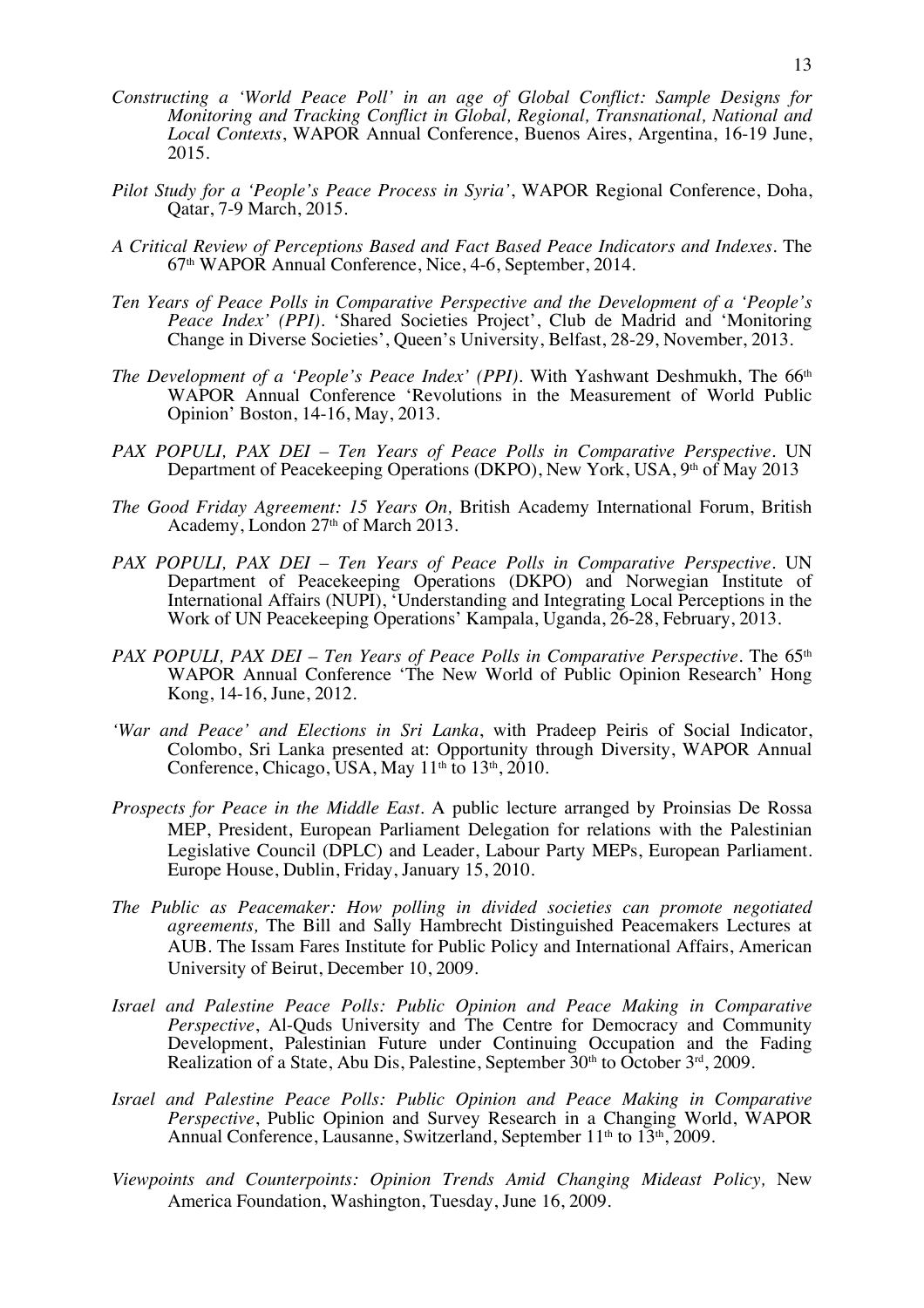*Constructing a 'World Peace Poll' in an age of Global Conflict: Sample Designs for Monitoring and Tracking Conflict in Global, Regional, Transnational, National and Local Contexts*, WAPOR Annual Conference, Buenos Aires, Argentina, 16-19 June, 2015.

*Pilot Study for a 'People's Peace Process in Syria'*, WAPOR Regional Conference, Doha, Qatar, 7-9 March, 2015.

*A Critical Review of Perceptions Based and Fact Based Peace Indicators and Indexes*. The 67th WAPOR Annual Conference, Nice, 4-6, September, 2014.

*Ten Years of Peace Polls in Comparative Perspective and the Development of a 'People's Peace Index' (PPI)*. 'Shared Societies Project', Club de Madrid and 'Monitoring Change in Diverse Societies', Queen's University, Belfast, 28-29, November, 2013.

*The Development of a 'People's Peace Index' (PPI)*. With Yashwant Deshmukh, The 66th WAPOR Annual Conference 'Revolutions in the Measurement of World Public Opinion' Boston, 14-16, May, 2013.

*PAX POPULI, PAX DEI – Ten Years of Peace Polls in Comparative Perspective*. UN Department of Peacekeeping Operations (DKPO), New York, USA, 9th of May 2013

*The Good Friday Agreement: 15 Years On,* British Academy International Forum, British Academy, London 27th of March 2013.

*PAX POPULI, PAX DEI – Ten Years of Peace Polls in Comparative Perspective*. UN Department of Peacekeeping Operations (DKPO) and Norwegian Institute of International Affairs (NUPI), 'Understanding and Integrating Local Perceptions in the Work of UN Peacekeeping Operations' Kampala, Uganda, 26-28, February, 2013.

*PAX POPULI, PAX DEI – Ten Years of Peace Polls in Comparative Perspective*. The 65th WAPOR Annual Conference 'The New World of Public Opinion Research' Hong Kong, 14-16, June, 2012.

*'War and Peace' and Elections in Sri Lanka*, with Pradeep Peiris of Social Indicator, Colombo, Sri Lanka presented at: Opportunity through Diversity, WAPOR Annual Conference, Chicago, USA, May 11th to 13th, 2010.

*Prospects for Peace in the Middle East*. A public lecture arranged by Proinsias De Rossa MEP, President, European Parliament Delegation for relations with the Palestinian Legislative Council (DPLC) and Leader, Labour Party MEPs, European Parliament. Europe House, Dublin, Friday, January 15, 2010.

*The Public as Peacemaker: How polling in divided societies can promote negotiated agreements,* The Bill and Sally Hambrecht Distinguished Peacemakers Lectures at AUB. The Issam Fares Institute for Public Policy and International Affairs, American University of Beirut, December 10, 2009.

*Israel and Palestine Peace Polls: Public Opinion and Peace Making in Comparative Perspective*, Al-Quds University and The Centre for Democracy and Community Development, Palestinian Future under Continuing Occupation and the Fading Realization of a State, Abu Dis, Palestine, September 30th to October 3rd, 2009.

*Israel and Palestine Peace Polls: Public Opinion and Peace Making in Comparative Perspective*, Public Opinion and Survey Research in a Changing World, WAPOR Annual Conference, Lausanne, Switzerland, September 11th to 13th, 2009.

*Viewpoints and Counterpoints: Opinion Trends Amid Changing Mideast Policy,* New America Foundation, Washington, Tuesday, June 16, 2009.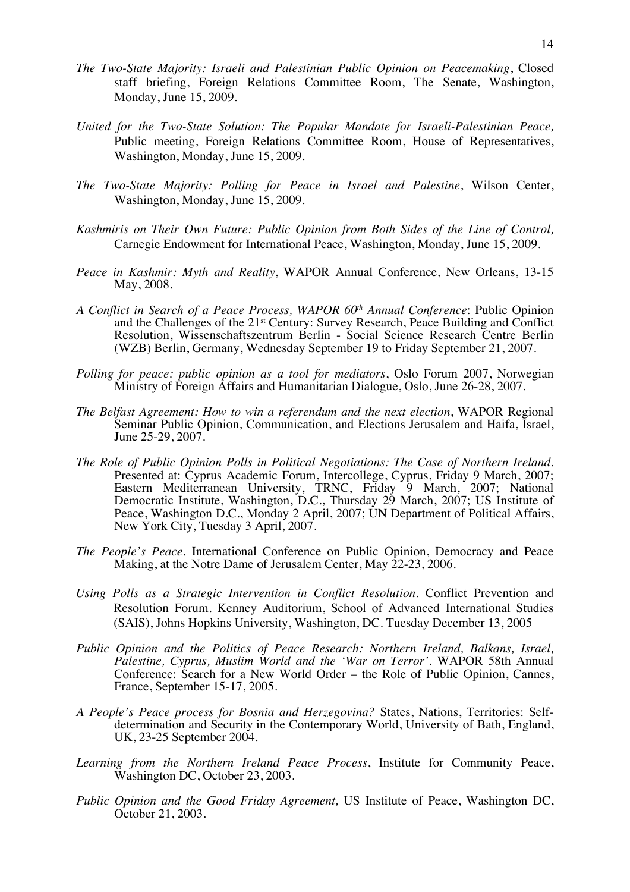*The Two-State Majority: Israeli and Palestinian Public Opinion on Peacemaking*, Closed staff briefing, Foreign Relations Committee Room, The Senate, Washington, Monday, June 15, 2009.

*United for the Two-State Solution: The Popular Mandate for Israeli-Palestinian Peace,* Public meeting, Foreign Relations Committee Room, House of Representatives, Washington, Monday, June 15, 2009.

*The Two-State Majority: Polling for Peace in Israel and Palestine*, Wilson Center, Washington, Monday, June 15, 2009.

*Kashmiris on Their Own Future: Public Opinion from Both Sides of the Line of Control,* Carnegie Endowment for International Peace, Washington, Monday, June 15, 2009.

*Peace in Kashmir: Myth and Reality*, WAPOR Annual Conference, New Orleans, 13-15 May, 2008.

*A Conflict in Search of a Peace Process, WAPOR 60th Annual Conference*: Public Opinion and the Challenges of the 21st Century: Survey Research, Peace Building and Conflict Resolution, Wissenschaftszentrum Berlin - Social Science Research Centre Berlin (WZB) Berlin, Germany, Wednesday September 19 to Friday September 21, 2007.

*Polling for peace: public opinion as a tool for mediators*, Oslo Forum 2007, Norwegian Ministry of Foreign Affairs and Humanitarian Dialogue, Oslo, June 26-28, 2007.

*The Belfast Agreement: How to win a referendum and the next election*, WAPOR Regional Seminar Public Opinion, Communication, and Elections Jerusalem and Haifa, Israel, June 25-29, 2007.

*The Role of Public Opinion Polls in Political Negotiations: The Case of Northern Ireland.* Presented at: Cyprus Academic Forum, Intercollege, Cyprus, Friday 9 March, 2007; Eastern Mediterranean University, TRNC, Friday 9 March, 2007; National Democratic Institute, Washington, D.C., Thursday 29 March, 2007; US Institute of Peace, Washington D.C., Monday 2 April, 2007; UN Department of Political Affairs, New York City, Tuesday 3 April, 2007.

*The People's Peace*. International Conference on Public Opinion, Democracy and Peace Making, at the Notre Dame of Jerusalem Center, May 22-23, 2006.

*Using Polls as a Strategic Intervention in Conflict Resolution*. Conflict Prevention and Resolution Forum. Kenney Auditorium, School of Advanced International Studies (SAIS), Johns Hopkins University, Washington, DC. Tuesday December 13, 2005

*Public Opinion and the Politics of Peace Research: Northern Ireland, Balkans, Israel, Palestine, Cyprus, Muslim World and the 'War on Terror'*. WAPOR 58th Annual Conference: Search for a New World Order – the Role of Public Opinion, Cannes, France, September 15-17, 2005.

*A People's Peace process for Bosnia and Herzegovina?* States, Nations, Territories: Self-determination and Security in the Contemporary World, University of Bath, England, UK, 23-25 September 2004.

*Learning from the Northern Ireland Peace Process*, Institute for Community Peace, Washington DC, October 23, 2003.

*Public Opinion and the Good Friday Agreement,* US Institute of Peace, Washington DC, October 21, 2003.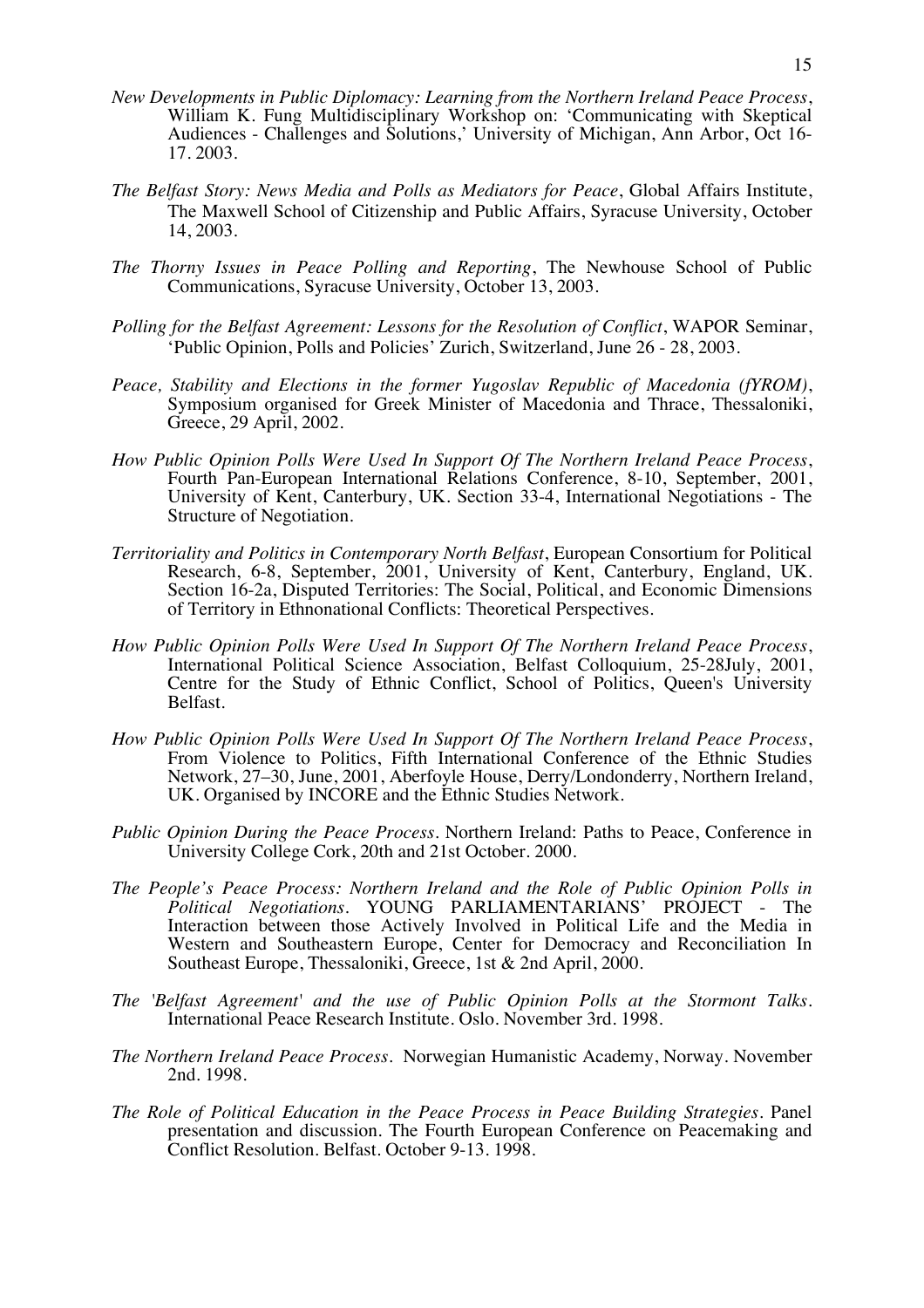*New Developments in Public Diplomacy: Learning from the Northern Ireland Peace Process*, William K. Fung Multidisciplinary Workshop on: 'Communicating with Skeptical Audiences - Challenges and Solutions,' University of Michigan, Ann Arbor, Oct 16-17. 2003.

*The Belfast Story: News Media and Polls as Mediators for Peace*, Global Affairs Institute, The Maxwell School of Citizenship and Public Affairs, Syracuse University, October 14, 2003.

*The Thorny Issues in Peace Polling and Reporting*, The Newhouse School of Public Communications, Syracuse University, October 13, 2003.

*Polling for the Belfast Agreement: Lessons for the Resolution of Conflict*, WAPOR Seminar, 'Public Opinion, Polls and Policies' Zurich, Switzerland, June 26 - 28, 2003.

*Peace, Stability and Elections in the former Yugoslav Republic of Macedonia (fYROM)*, Symposium organised for Greek Minister of Macedonia and Thrace, Thessaloniki, Greece, 29 April, 2002.

*How Public Opinion Polls Were Used In Support Of The Northern Ireland Peace Process*, Fourth Pan-European International Relations Conference, 8-10, September, 2001, University of Kent, Canterbury, UK. Section 33-4, International Negotiations - The Structure of Negotiation.

*Territoriality and Politics in Contemporary North Belfast*, European Consortium for Political Research, 6-8, September, 2001, University of Kent, Canterbury, England, UK. Section 16-2a, Disputed Territories: The Social, Political, and Economic Dimensions of Territory in Ethnonational Conflicts: Theoretical Perspectives.

*How Public Opinion Polls Were Used In Support Of The Northern Ireland Peace Process*, International Political Science Association, Belfast Colloquium, 25-28July, 2001, Centre for the Study of Ethnic Conflict, School of Politics, Queen's University Belfast.

*How Public Opinion Polls Were Used In Support Of The Northern Ireland Peace Process*, From Violence to Politics, Fifth International Conference of the Ethnic Studies Network, 27–30, June, 2001, Aberfoyle House, Derry/Londonderry, Northern Ireland, UK. Organised by INCORE and the Ethnic Studies Network.

*Public Opinion During the Peace Process*. Northern Ireland: Paths to Peace, Conference in University College Cork, 20th and 21st October. 2000.

*The People's Peace Process: Northern Ireland and the Role of Public Opinion Polls in Political Negotiations*. YOUNG PARLIAMENTARIANS' PROJECT - The Interaction between those Actively Involved in Political Life and the Media in Western and Southeastern Europe, Center for Democracy and Reconciliation In Southeast Europe, Thessaloniki, Greece, 1st & 2nd April, 2000.

*The 'Belfast Agreement' and the use of Public Opinion Polls at the Stormont Talks*. International Peace Research Institute. Oslo. November 3rd. 1998.

*The Northern Ireland Peace Process*. Norwegian Humanistic Academy, Norway. November 2nd. 1998.

*The Role of Political Education in the Peace Process in Peace Building Strategies*. Panel presentation and discussion. The Fourth European Conference on Peacemaking and Conflict Resolution. Belfast. October 9-13. 1998.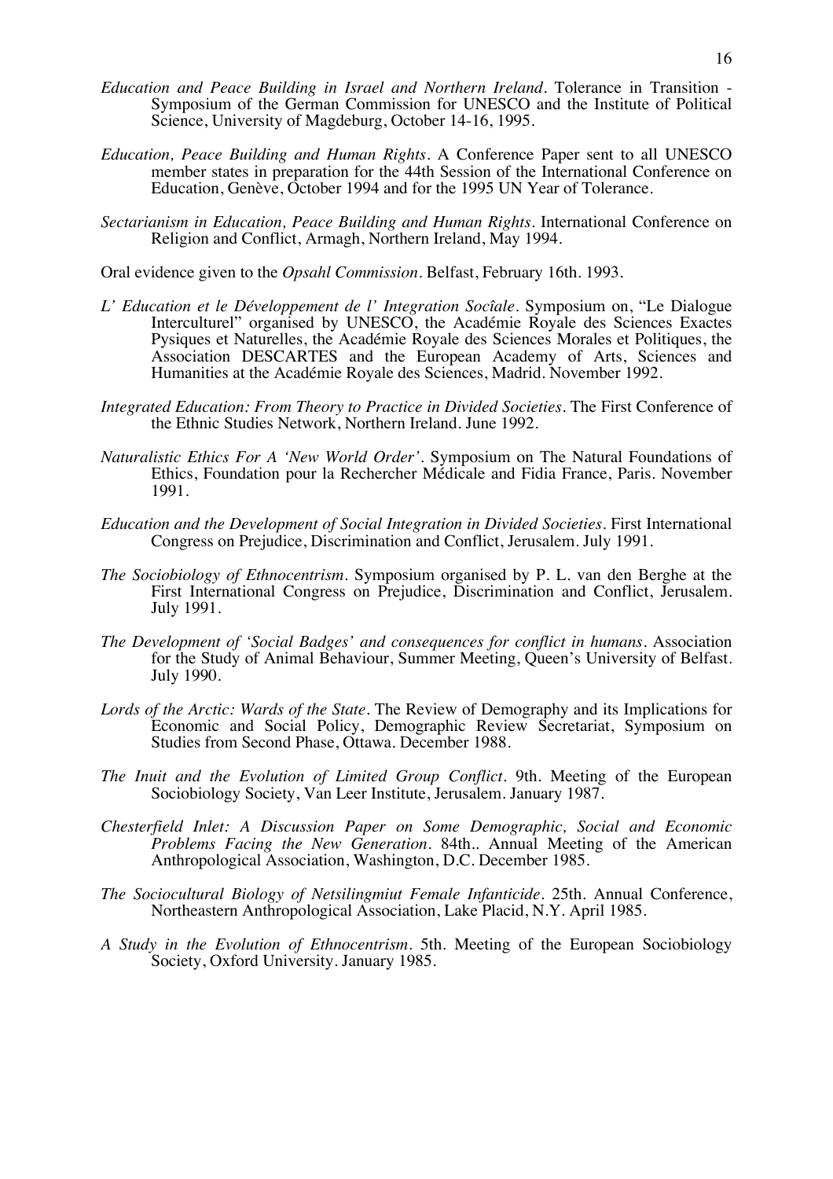*Education and Peace Building in Israel and Northern Ireland*. Tolerance in Transition - Symposium of the German Commission for UNESCO and the Institute of Political Science, University of Magdeburg, October 14-16, 1995.

*Education, Peace Building and Human Rights*. A Conference Paper sent to all UNESCO member states in preparation for the 44th Session of the International Conference on Education, Genève, October 1994 and for the 1995 UN Year of Tolerance.

*Sectarianism in Education, Peace Building and Human Rights*. International Conference on Religion and Conflict, Armagh, Northern Ireland, May 1994.

Oral evidence given to the *Opsahl Commission*. Belfast, February 16th. 1993.

*L' Education et le Développement de l' Integration Socîale*. Symposium on, "Le Dialogue Interculturel" organised by UNESCO, the Académie Royale des Sciences Exactes Pysiques et Naturelles, the Académie Royale des Sciences Morales et Politiques, the Association DESCARTES and the European Academy of Arts, Sciences and Humanities at the Académie Royale des Sciences, Madrid. November 1992.

*Integrated Education: From Theory to Practice in Divided Societies*. The First Conference of the Ethnic Studies Network, Northern Ireland. June 1992.

*Naturalistic Ethics For A 'New World Order'*. Symposium on The Natural Foundations of Ethics, Foundation pour la Rechercher Médicale and Fidia France, Paris. November 1991.

*Education and the Development of Social Integration in Divided Societies*. First International Congress on Prejudice, Discrimination and Conflict, Jerusalem. July 1991.

*The Sociobiology of Ethnocentrism*. Symposium organised by P. L. van den Berghe at the First International Congress on Prejudice, Discrimination and Conflict, Jerusalem. July 1991.

*The Development of 'Social Badges' and consequences for conflict in humans*. Association for the Study of Animal Behaviour, Summer Meeting, Queen's University of Belfast. July 1990.

*Lords of the Arctic: Wards of the State*. The Review of Demography and its Implications for Economic and Social Policy, Demographic Review Secretariat, Symposium on Studies from Second Phase, Ottawa. December 1988.

*The Inuit and the Evolution of Limited Group Conflict*. 9th. Meeting of the European Sociobiology Society, Van Leer Institute, Jerusalem. January 1987.

*Chesterfield Inlet: A Discussion Paper on Some Demographic, Social and Economic Problems Facing the New Generation*. 84th.. Annual Meeting of the American Anthropological Association, Washington, D.C. December 1985.

*The Sociocultural Biology of Netsilingmiut Female Infanticide*. 25th. Annual Conference, Northeastern Anthropological Association, Lake Placid, N.Y. April 1985.

*A Study in the Evolution of Ethnocentrism*. 5th. Meeting of the European Sociobiology Society, Oxford University. January 1985.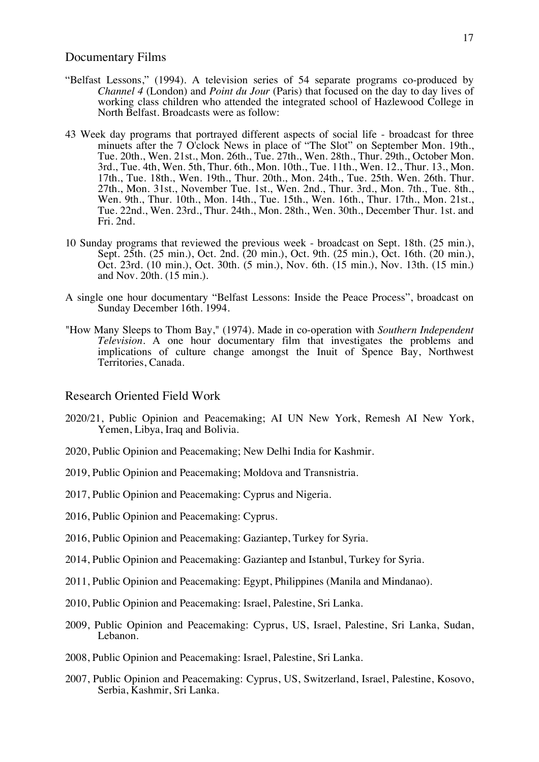## Documentary Films

"Belfast Lessons," (1994). A television series of 54 separate programs co-produced by *Channel 4* (London) and *Point du Jour* (Paris) that focused on the day to day lives of working class children who attended the integrated school of Hazlewood College in North Belfast. Broadcasts were as follow:

43 Week day programs that portrayed different aspects of social life - broadcast for three minuets after the 7 O'clock News in place of "The Slot" on September Mon. 19th., Tue. 20th., Wen. 21st., Mon. 26th., Tue. 27th., Wen. 28th., Thur. 29th., October Mon. 3rd., Tue. 4th, Wen. 5th, Thur. 6th., Mon. 10th., Tue. 11th., Wen. 12., Thur. 13., Mon. 17th., Tue. 18th., Wen. 19th., Thur. 20th., Mon. 24th., Tue. 25th. Wen. 26th. Thur. 27th., Mon. 31st., November Tue. 1st., Wen. 2nd., Thur. 3rd., Mon. 7th., Tue. 8th., Wen. 9th., Thur. 10th., Mon. 14th., Tue. 15th., Wen. 16th., Thur. 17th., Mon. 21st., Tue. 22nd., Wen. 23rd., Thur. 24th., Mon. 28th., Wen. 30th., December Thur. 1st. and Fri. 2nd.

10 Sunday programs that reviewed the previous week - broadcast on Sept. 18th. (25 min.), Sept. 25th. (25 min.), Oct. 2nd. (20 min.), Oct. 9th. (25 min.), Oct. 16th. (20 min.), Oct. 23rd. (10 min.), Oct. 30th. (5 min.), Nov. 6th. (15 min.), Nov. 13th. (15 min.) and Nov. 20th. (15 min.).

A single one hour documentary "Belfast Lessons: Inside the Peace Process", broadcast on Sunday December 16th. 1994.

"How Many Sleeps to Thom Bay," (1974). Made in co-operation with *Southern Independent Television*. A one hour documentary film that investigates the problems and implications of culture change amongst the Inuit of Spence Bay, Northwest Territories, Canada.

## Research Oriented Field Work

2020/21, Public Opinion and Peacemaking; AI UN New York, Remesh AI New York, Yemen, Libya, Iraq and Bolivia.

2020, Public Opinion and Peacemaking; New Delhi India for Kashmir.

2019, Public Opinion and Peacemaking; Moldova and Transnistria.

2017, Public Opinion and Peacemaking: Cyprus and Nigeria.

2016, Public Opinion and Peacemaking: Cyprus.

2016, Public Opinion and Peacemaking: Gaziantep, Turkey for Syria.

2014, Public Opinion and Peacemaking: Gaziantep and Istanbul, Turkey for Syria.

2011, Public Opinion and Peacemaking: Egypt, Philippines (Manila and Mindanao).

2010, Public Opinion and Peacemaking: Israel, Palestine, Sri Lanka.

2009, Public Opinion and Peacemaking: Cyprus, US, Israel, Palestine, Sri Lanka, Sudan, Lebanon.

2008, Public Opinion and Peacemaking: Israel, Palestine, Sri Lanka.

2007, Public Opinion and Peacemaking: Cyprus, US, Switzerland, Israel, Palestine, Kosovo, Serbia, Kashmir, Sri Lanka.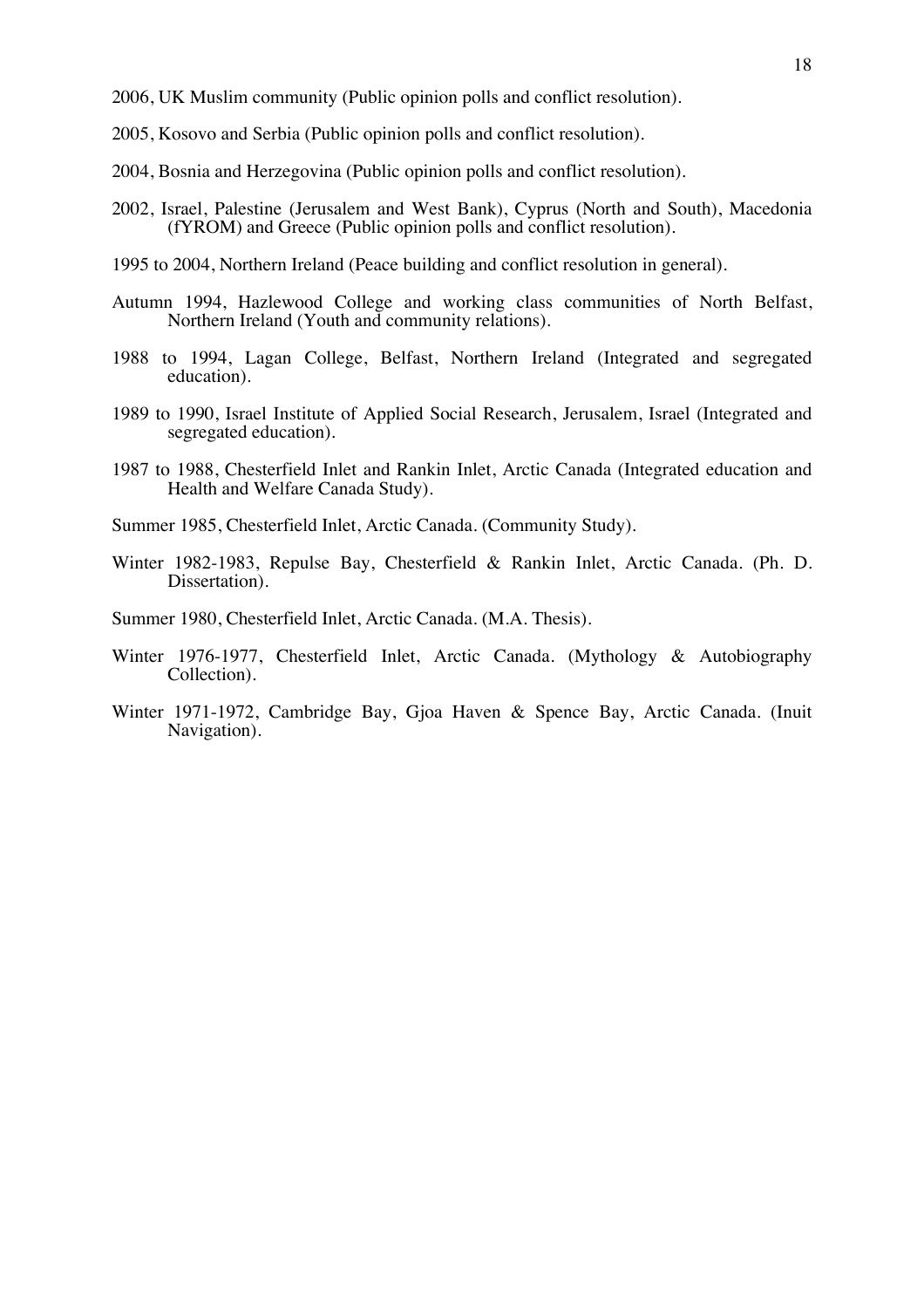2006, UK Muslim community (Public opinion polls and conflict resolution).

2005, Kosovo and Serbia (Public opinion polls and conflict resolution).

2004, Bosnia and Herzegovina (Public opinion polls and conflict resolution).

2002, Israel, Palestine (Jerusalem and West Bank), Cyprus (North and South), Macedonia (fYROM) and Greece (Public opinion polls and conflict resolution).

1995 to 2004, Northern Ireland (Peace building and conflict resolution in general).

Autumn 1994, Hazlewood College and working class communities of North Belfast, Northern Ireland (Youth and community relations).

1988 to 1994, Lagan College, Belfast, Northern Ireland (Integrated and segregated education).

1989 to 1990, Israel Institute of Applied Social Research, Jerusalem, Israel (Integrated and segregated education).

1987 to 1988, Chesterfield Inlet and Rankin Inlet, Arctic Canada (Integrated education and Health and Welfare Canada Study).

Summer 1985, Chesterfield Inlet, Arctic Canada. (Community Study).

Winter 1982-1983, Repulse Bay, Chesterfield & Rankin Inlet, Arctic Canada. (Ph. D. Dissertation).

Summer 1980, Chesterfield Inlet, Arctic Canada. (M.A. Thesis).

Winter 1976-1977, Chesterfield Inlet, Arctic Canada. (Mythology & Autobiography Collection).

Winter 1971-1972, Cambridge Bay, Gjoa Haven & Spence Bay, Arctic Canada. (Inuit Navigation).